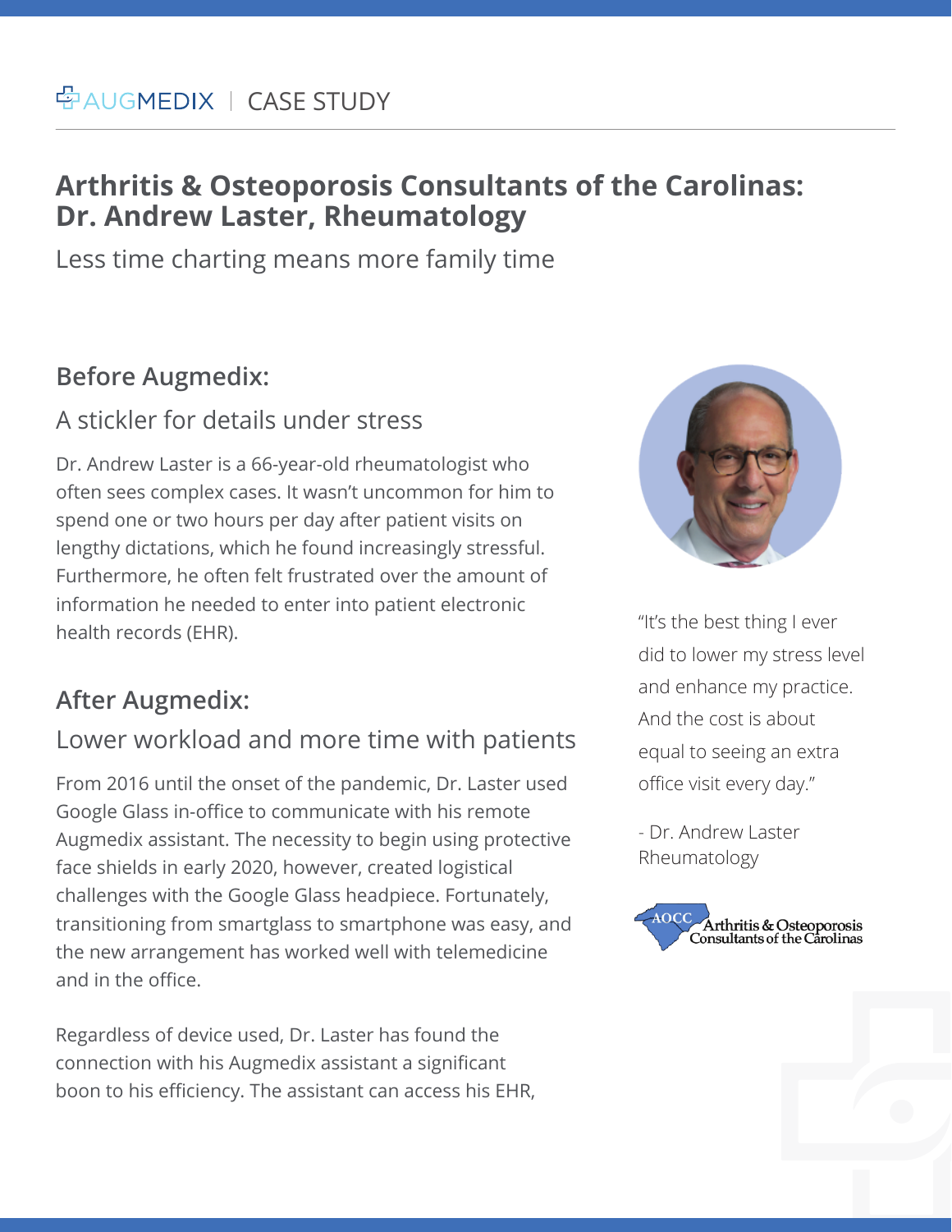AUGMEDIX | CASE STUDY

# Arthritis & Osteoporosis Consultants of the Carolinas: Dr. Andrew Laster, Rheumatology

Less time charting means more family time

## Before Augmedix:

### A stickler for details under stress

Dr. Andrew Laster is a 66-year-old rheumatologist who often sees complex cases. It wasn't uncommon for him to spend one or two hours per day after patient visits on lengthy dictations, which he found increasingly stressful. Furthermore, he often felt frustrated over the amount of information he needed to enter into patient electronic health records (EHR).

## After Augmedix:

### Lower workload and more time with patients

From 2016 until the onset of the pandemic, Dr. Laster used Google Glass in-office to communicate with his remote Augmedix assistant. The necessity to begin using protective face shields in early 2020, however, created logistical challenges with the Google Glass headpiece. Fortunately, transitioning from smartglass to smartphone was easy, and the new arrangement has worked well with telemedicine and in the office.

Regardless of device used, Dr. Laster has found the connection with his Augmedix assistant a significant boon to his efficiency. The assistant can access his EHR,

"It's the best thing I ever did to lower my stress level and enhance my practice. And the cost is about equal to seeing an extra office visit every day."

- Dr. Andrew Laster
Rheumatology

AOCC Arthritis & Osteoporosis Consultants of the Carolinas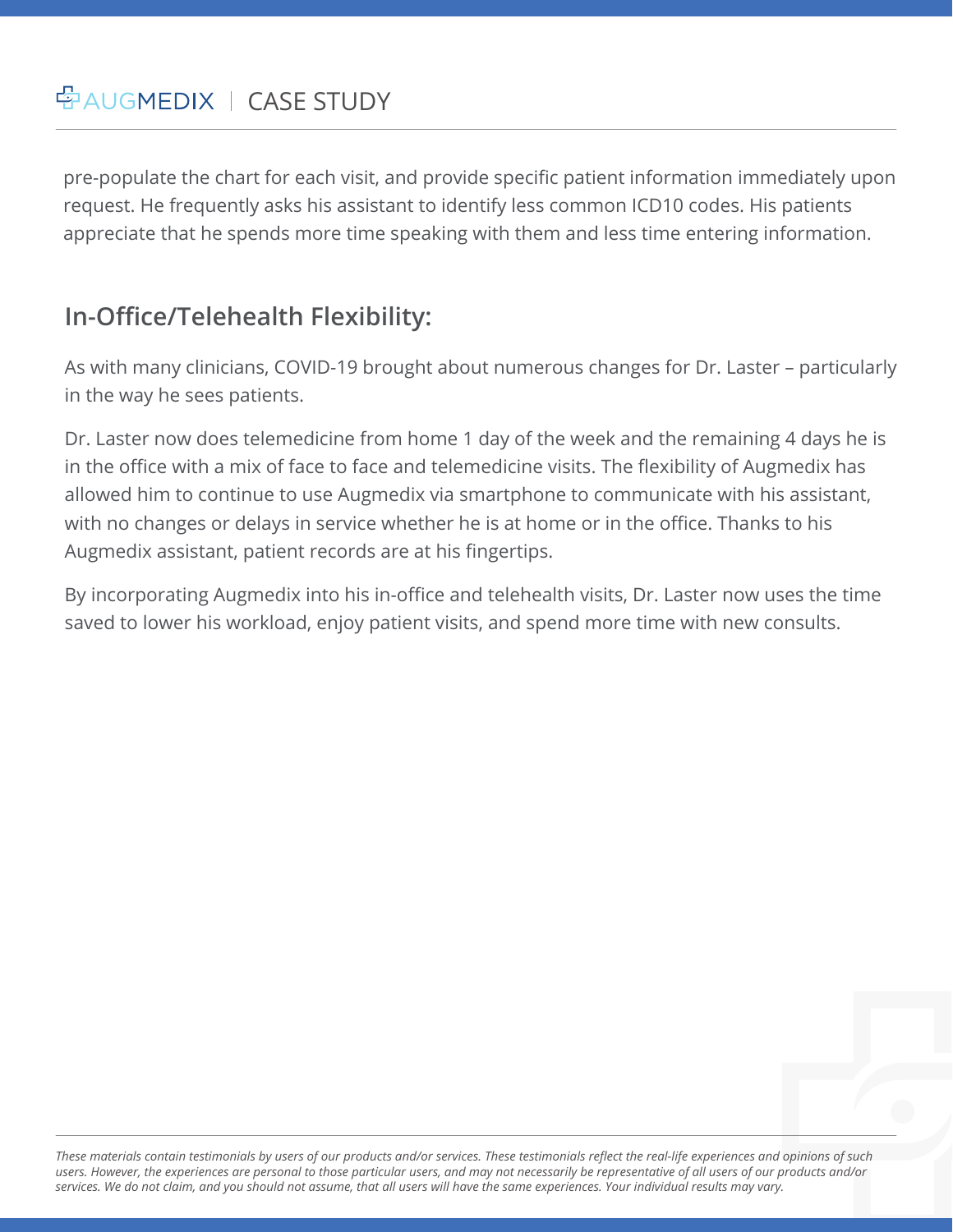pre-populate the chart for each visit, and provide specific patient information immediately upon request. He frequently asks his assistant to identify less common ICD10 codes. His patients appreciate that he spends more time speaking with them and less time entering information.

## In-Office/Telehealth Flexibility:

As with many clinicians, COVID-19 brought about numerous changes for Dr. Laster – particularly in the way he sees patients.

Dr. Laster now does telemedicine from home 1 day of the week and the remaining 4 days he is in the office with a mix of face to face and telemedicine visits. The flexibility of Augmedix has allowed him to continue to use Augmedix via smartphone to communicate with his assistant, with no changes or delays in service whether he is at home or in the office. Thanks to his Augmedix assistant, patient records are at his fingertips.

By incorporating Augmedix into his in-office and telehealth visits, Dr. Laster now uses the time saved to lower his workload, enjoy patient visits, and spend more time with new consults.

*These materials contain testimonials by users of our products and/or services. These testimonials reflect the real-life experiences and opinions of such users. However, the experiences are personal to those particular users, and may not necessarily be representative of all users of our products and/or services. We do not claim, and you should not assume, that all users will have the same experiences. Your individual results may vary.*